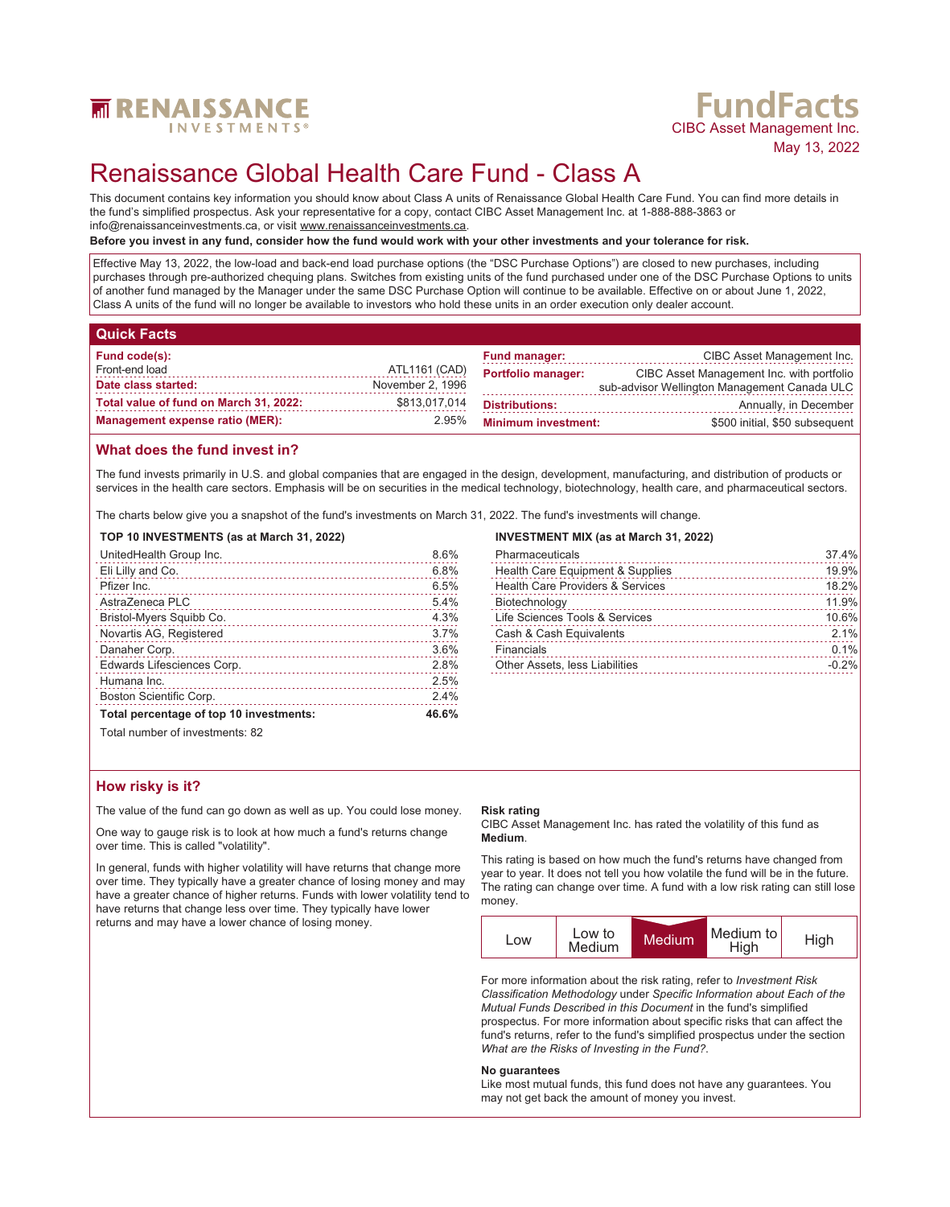RENAISSANCE INVESTMENTS®

FundFacts
CIBC Asset Management Inc.
May 13, 2022

# Renaissance Global Health Care Fund - Class A

This document contains key information you should know about Class A units of Renaissance Global Health Care Fund. You can find more details in the fund's simplified prospectus. Ask your representative for a copy, contact CIBC Asset Management Inc. at 1-888-888-3863 or info@renaissanceinvestments.ca, or visit www.renaissanceinvestments.ca.

**Before you invest in any fund, consider how the fund would work with your other investments and your tolerance for risk.**

Effective May 13, 2022, the low-load and back-end load purchase options (the "DSC Purchase Options") are closed to new purchases, including purchases through pre-authorized chequing plans. Switches from existing units of the fund purchased under one of the DSC Purchase Options to units of another fund managed by the Manager under the same DSC Purchase Option will continue to be available. Effective on or about June 1, 2022, Class A units of the fund will no longer be available to investors who hold these units in an order execution only dealer account.

## Quick Facts

| | |
|---|---|
| **Fund code(s):** | |
| Front-end load | ATL1161 (CAD) |
| **Date class started:** | November 2, 1996 |
| **Total value of fund on March 31, 2022:** | $813,017,014 |
| **Management expense ratio (MER):** | 2.95% |

| | |
|---|---|
| **Fund manager:** | CIBC Asset Management Inc. |
| **Portfolio manager:** | CIBC Asset Management Inc. with portfolio sub-advisor Wellington Management Canada ULC |
| **Distributions:** | Annually, in December |
| **Minimum investment:** | $500 initial, $50 subsequent |

## What does the fund invest in?

The fund invests primarily in U.S. and global companies that are engaged in the design, development, manufacturing, and distribution of products or services in the health care sectors. Emphasis will be on securities in the medical technology, biotechnology, health care, and pharmaceutical sectors.

The charts below give you a snapshot of the fund's investments on March 31, 2022. The fund's investments will change.

**TOP 10 INVESTMENTS (as at March 31, 2022)**

| | |
|---|---|
| UnitedHealth Group Inc. | 8.6% |
| Eli Lilly and Co. | 6.8% |
| Pfizer Inc. | 6.5% |
| AstraZeneca PLC | 5.4% |
| Bristol-Myers Squibb Co. | 4.3% |
| Novartis AG, Registered | 3.7% |
| Danaher Corp. | 3.6% |
| Edwards Lifesciences Corp. | 2.8% |
| Humana Inc. | 2.5% |
| Boston Scientific Corp. | 2.4% |
| **Total percentage of top 10 investments:** | **46.6%** |

Total number of investments: 82

**INVESTMENT MIX (as at March 31, 2022)**

| | |
|---|---|
| Pharmaceuticals | 37.4% |
| Health Care Equipment & Supplies | 19.9% |
| Health Care Providers & Services | 18.2% |
| Biotechnology | 11.9% |
| Life Sciences Tools & Services | 10.6% |
| Cash & Cash Equivalents | 2.1% |
| Financials | 0.1% |
| Other Assets, less Liabilities | -0.2% |

## How risky is it?

The value of the fund can go down as well as up. You could lose money.

One way to gauge risk is to look at how much a fund's returns change over time. This is called "volatility".

In general, funds with higher volatility will have returns that change more over time. They typically have a greater chance of losing money and may have a greater chance of higher returns. Funds with lower volatility tend to have returns that change less over time. They typically have lower returns and may have a lower chance of losing money.

**Risk rating**

CIBC Asset Management Inc. has rated the volatility of this fund as **Medium**.

This rating is based on how much the fund's returns have changed from year to year. It does not tell you how volatile the fund will be in the future. The rating can change over time. A fund with a low risk rating can still lose money.

| Low | Low to Medium | **Medium** | Medium to High | High |
|---|---|---|---|---|

For more information about the risk rating, refer to *Investment Risk Classification Methodology* under *Specific Information about Each of the Mutual Funds Described in this Document* in the fund's simplified prospectus. For more information about specific risks that can affect the fund's returns, refer to the fund's simplified prospectus under the section *What are the Risks of Investing in the Fund?*.

**No guarantees**

Like most mutual funds, this fund does not have any guarantees. You may not get back the amount of money you invest.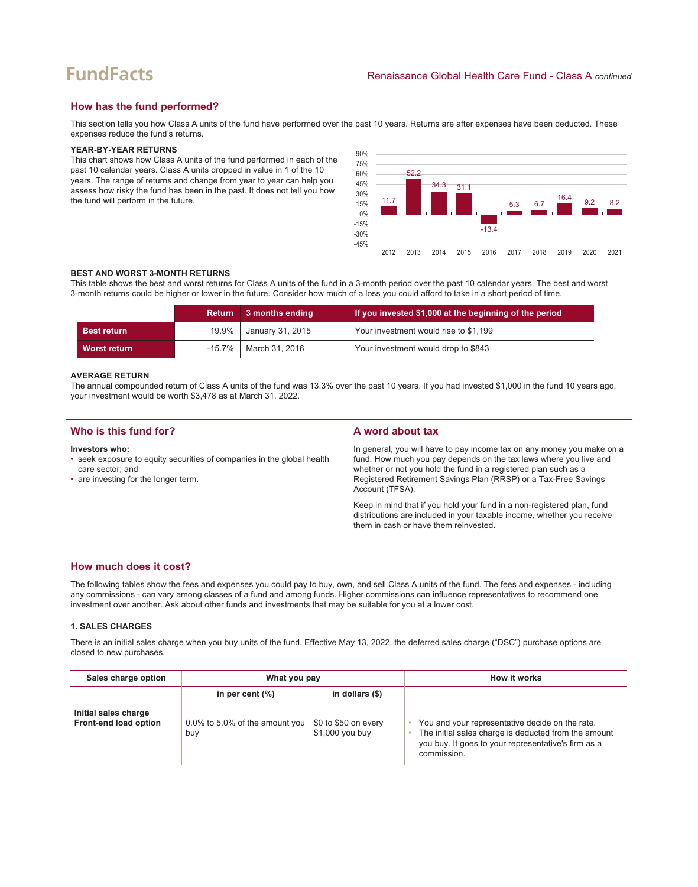## How has the fund performed?

This section tells you how Class A units of the fund have performed over the past 10 years. Returns are after expenses have been deducted. These expenses reduce the fund's returns.

### YEAR-BY-YEAR RETURNS

This chart shows how Class A units of the fund performed in each of the past 10 calendar years. Class A units dropped in value in 1 of the 10 years. The range of returns and change from year to year can help you assess how risky the fund has been in the past. It does not tell you how the fund will perform in the future.

| Year | 2012 | 2013 | 2014 | 2015 | 2016 | 2017 | 2018 | 2019 | 2020 | 2021 |
|---|---|---|---|---|---|---|---|---|---|---|
| Return (%) | 11.7 | 52.2 | 34.3 | 31.1 | -13.4 | 5.3 | 6.7 | 16.4 | 9.2 | 8.2 |

### BEST AND WORST 3-MONTH RETURNS

This table shows the best and worst returns for Class A units of the fund in a 3-month period over the past 10 calendar years. The best and worst 3-month returns could be higher or lower in the future. Consider how much of a loss you could afford to take in a short period of time.

| | Return | 3 months ending | If you invested $1,000 at the beginning of the period |
|---|---|---|---|
| **Best return** | 19.9% | January 31, 2015 | Your investment would rise to $1,199 |
| **Worst return** | -15.7% | March 31, 2016 | Your investment would drop to $843 |

### AVERAGE RETURN

The annual compounded return of Class A units of the fund was 13.3% over the past 10 years. If you had invested $1,000 in the fund 10 years ago, your investment would be worth $3,478 as at March 31, 2022.

## Who is this fund for?

**Investors who:**

- seek exposure to equity securities of companies in the global health care sector; and
- are investing for the longer term.

## A word about tax

In general, you will have to pay income tax on any money you make on a fund. How much you pay depends on the tax laws where you live and whether or not you hold the fund in a registered plan such as a Registered Retirement Savings Plan (RRSP) or a Tax-Free Savings Account (TFSA).

Keep in mind that if you hold your fund in a non-registered plan, fund distributions are included in your taxable income, whether you receive them in cash or have them reinvested.

## How much does it cost?

The following tables show the fees and expenses you could pay to buy, own, and sell Class A units of the fund. The fees and expenses - including any commissions - can vary among classes of a fund and among funds. Higher commissions can influence representatives to recommend one investment over another. Ask about other funds and investments that may be suitable for you at a lower cost.

### 1. SALES CHARGES

There is an initial sales charge when you buy units of the fund. Effective May 13, 2022, the deferred sales charge ("DSC") purchase options are closed to new purchases.

| Sales charge option | What you pay | | How it works |
|---|---|---|---|
| | in per cent (%) | in dollars ($) | |
| **Initial sales charge Front-end load option** | 0.0% to 5.0% of the amount you buy | $0 to $50 on every $1,000 you buy | • You and your representative decide on the rate.<br>• The initial sales charge is deducted from the amount you buy. It goes to your representative's firm as a commission. |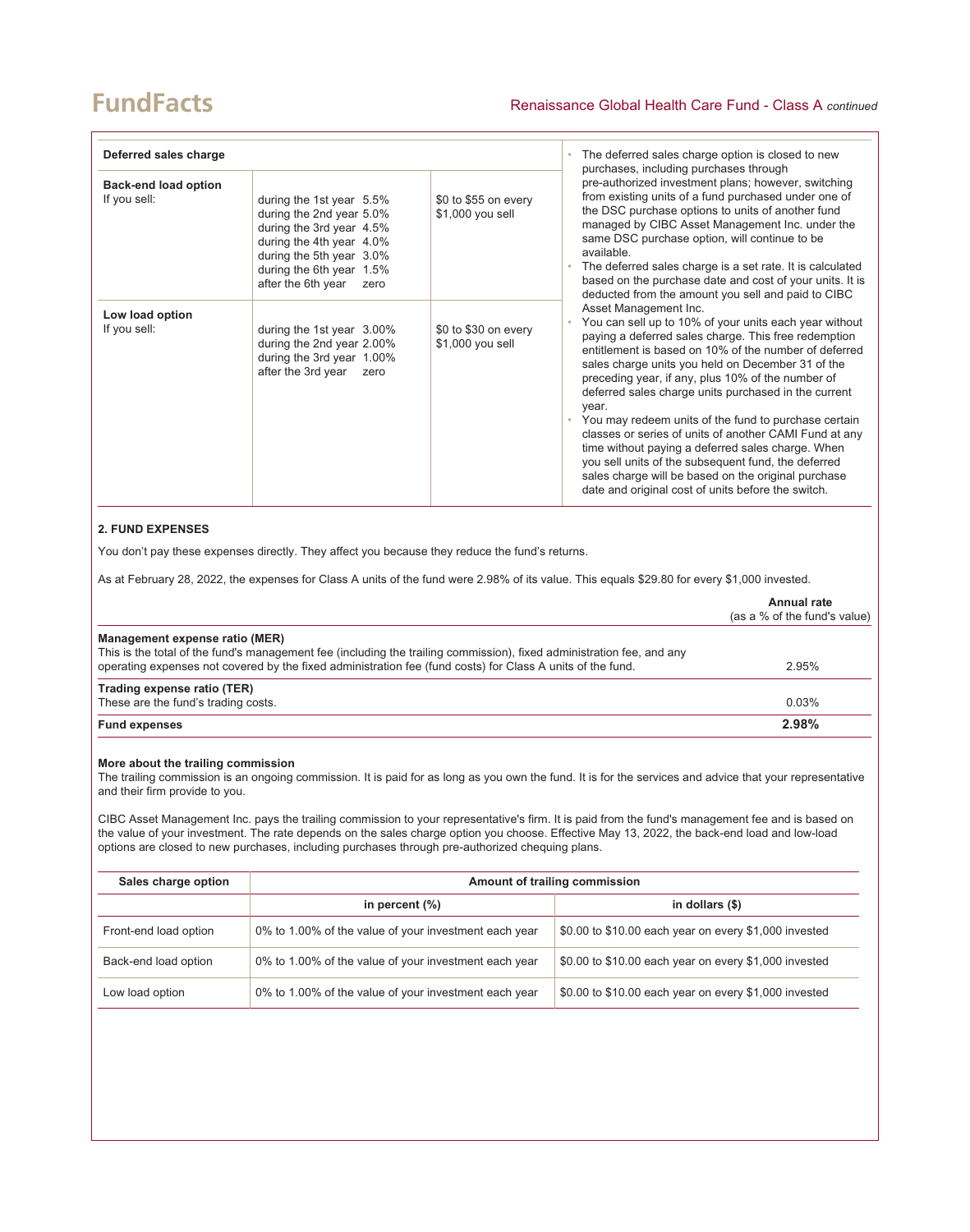| Deferred sales charge | | | |
|---|---|---|---|
| **Back-end load option**<br>If you sell: | during the 1st year 5.5%<br>during the 2nd year 5.0%<br>during the 3rd year 4.5%<br>during the 4th year 4.0%<br>during the 5th year 3.0%<br>during the 6th year 1.5%<br>after the 6th year zero | $0 to $55 on every $1,000 you sell | • The deferred sales charge option is closed to new purchases, including purchases through pre-authorized investment plans; however, switching from existing units of a fund purchased under one of the DSC purchase options to units of another fund managed by CIBC Asset Management Inc. under the same DSC purchase option, will continue to be available.<br>• The deferred sales charge is a set rate. It is calculated based on the purchase date and cost of your units. It is deducted from the amount you sell and paid to CIBC Asset Management Inc.<br>• You can sell up to 10% of your units each year without paying a deferred sales charge. This free redemption entitlement is based on 10% of the number of deferred sales charge units you held on December 31 of the preceding year, if any, plus 10% of the number of deferred sales charge units purchased in the current year.<br>• You may redeem units of the fund to purchase certain classes or series of units of another CAMI Fund at any time without paying a deferred sales charge. When you sell units of the subsequent fund, the deferred sales charge will be based on the original purchase date and original cost of units before the switch. |
| **Low load option**<br>If you sell: | during the 1st year 3.00%<br>during the 2nd year 2.00%<br>during the 3rd year 1.00%<br>after the 3rd year zero | $0 to $30 on every $1,000 you sell | |

## 2. FUND EXPENSES

You don't pay these expenses directly. They affect you because they reduce the fund's returns.

As at February 28, 2022, the expenses for Class A units of the fund were 2.98% of its value. This equals $29.80 for every $1,000 invested.

| | **Annual rate** (as a % of the fund's value) |
|---|---|
| **Management expense ratio (MER)**<br>This is the total of the fund's management fee (including the trailing commission), fixed administration fee, and any operating expenses not covered by the fixed administration fee (fund costs) for Class A units of the fund. | 2.95% |
| **Trading expense ratio (TER)**<br>These are the fund's trading costs. | 0.03% |
| **Fund expenses** | **2.98%** |

### More about the trailing commission

The trailing commission is an ongoing commission. It is paid for as long as you own the fund. It is for the services and advice that your representative and their firm provide to you.

CIBC Asset Management Inc. pays the trailing commission to your representative's firm. It is paid from the fund's management fee and is based on the value of your investment. The rate depends on the sales charge option you choose. Effective May 13, 2022, the back-end load and low-load options are closed to new purchases, including purchases through pre-authorized chequing plans.

| **Sales charge option** | **Amount of trailing commission** | |
|---|---|---|
| | **in percent (%)** | **in dollars ($)** |
| Front-end load option | 0% to 1.00% of the value of your investment each year | $0.00 to $10.00 each year on every $1,000 invested |
| Back-end load option | 0% to 1.00% of the value of your investment each year | $0.00 to $10.00 each year on every $1,000 invested |
| Low load option | 0% to 1.00% of the value of your investment each year | $0.00 to $10.00 each year on every $1,000 invested |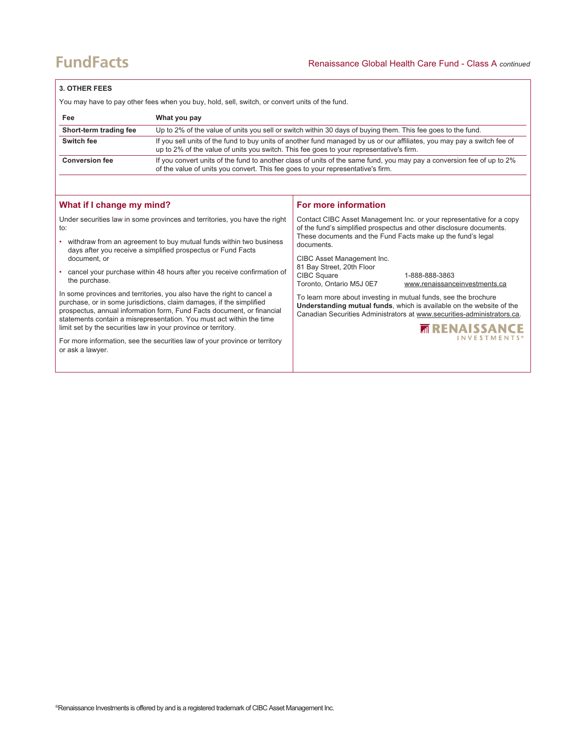### 3. OTHER FEES

You may have to pay other fees when you buy, hold, sell, switch, or convert units of the fund.

| Fee | What you pay |
|---|---|
| **Short-term trading fee** | Up to 2% of the value of units you sell or switch within 30 days of buying them. This fee goes to the fund. |
| **Switch fee** | If you sell units of the fund to buy units of another fund managed by us or our affiliates, you may pay a switch fee of up to 2% of the value of units you switch. This fee goes to your representative's firm. |
| **Conversion fee** | If you convert units of the fund to another class of units of the same fund, you may pay a conversion fee of up to 2% of the value of units you convert. This fee goes to your representative's firm. |

## What if I change my mind?

Under securities law in some provinces and territories, you have the right to:

- withdraw from an agreement to buy mutual funds within two business days after you receive a simplified prospectus or Fund Facts document, or
- cancel your purchase within 48 hours after you receive confirmation of the purchase.

In some provinces and territories, you also have the right to cancel a purchase, or in some jurisdictions, claim damages, if the simplified prospectus, annual information form, Fund Facts document, or financial statements contain a misrepresentation. You must act within the time limit set by the securities law in your province or territory.

For more information, see the securities law of your province or territory or ask a lawyer.

## For more information

Contact CIBC Asset Management Inc. or your representative for a copy of the fund's simplified prospectus and other disclosure documents. These documents and the Fund Facts make up the fund's legal documents.

CIBC Asset Management Inc.
81 Bay Street, 20th Floor
CIBC Square
Toronto, Ontario M5J 0E7

1-888-888-3863
www.renaissanceinvestments.ca

To learn more about investing in mutual funds, see the brochure **Understanding mutual funds**, which is available on the website of the Canadian Securities Administrators at www.securities-administrators.ca.

RENAISSANCE INVESTMENTS®

®Renaissance Investments is offered by and is a registered trademark of CIBC Asset Management Inc.